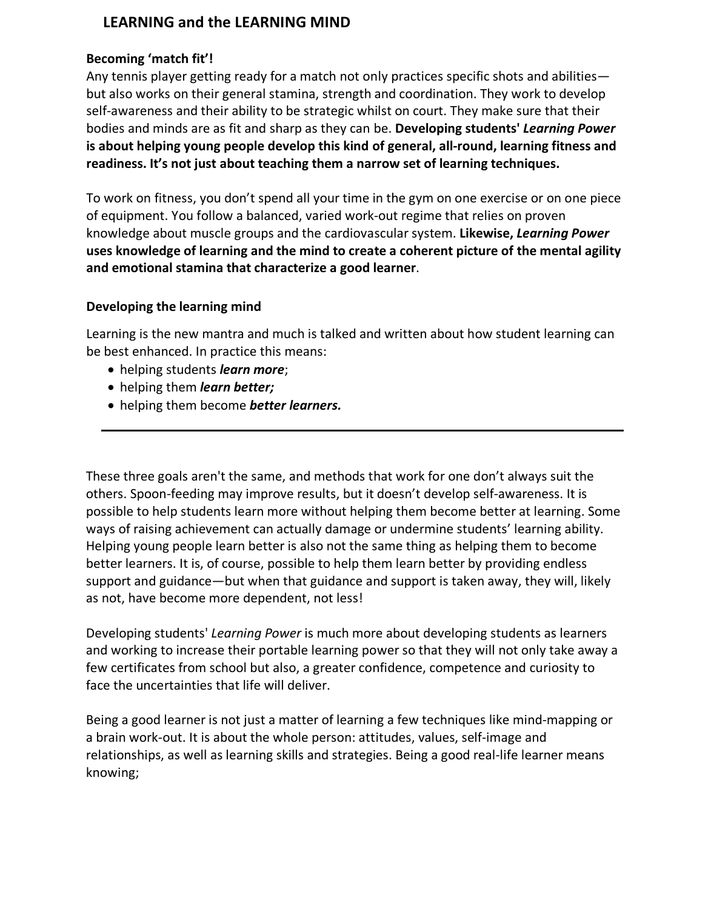# LEARNING and the LEARNING MIND

**Becoming 'match fit'!**

Any tennis player getting ready for a match not only practices specific shots and abilities—but also works on their general stamina, strength and coordination. They work to develop self-awareness and their ability to be strategic whilst on court. They make sure that their bodies and minds are as fit and sharp as they can be. **Developing students' *Learning Power* is about helping young people develop this kind of general, all-round, learning fitness and readiness. It's not just about teaching them a narrow set of learning techniques.**

To work on fitness, you don't spend all your time in the gym on one exercise or on one piece of equipment. You follow a balanced, varied work-out regime that relies on proven knowledge about muscle groups and the cardiovascular system. **Likewise, *Learning Power* uses knowledge of learning and the mind to create a coherent picture of the mental agility and emotional stamina that characterize a good learner**.

**Developing the learning mind**

Learning is the new mantra and much is talked and written about how student learning can be best enhanced. In practice this means:

- helping students ***learn more***;
- helping them ***learn better;***
- helping them become ***better learners.***

---

These three goals aren't the same, and methods that work for one don't always suit the others. Spoon-feeding may improve results, but it doesn't develop self-awareness. It is possible to help students learn more without helping them become better at learning. Some ways of raising achievement can actually damage or undermine students' learning ability. Helping young people learn better is also not the same thing as helping them to become better learners. It is, of course, possible to help them learn better by providing endless support and guidance—but when that guidance and support is taken away, they will, likely as not, have become more dependent, not less!

Developing students' *Learning Power* is much more about developing students as learners and working to increase their portable learning power so that they will not only take away a few certificates from school but also, a greater confidence, competence and curiosity to face the uncertainties that life will deliver.

Being a good learner is not just a matter of learning a few techniques like mind-mapping or a brain work-out. It is about the whole person: attitudes, values, self-image and relationships, as well as learning skills and strategies. Being a good real-life learner means knowing;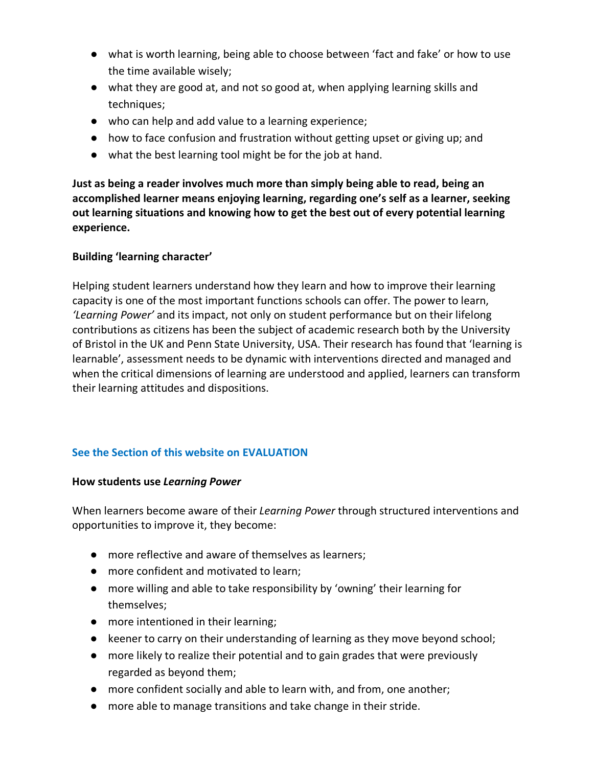- what is worth learning, being able to choose between 'fact and fake' or how to use the time available wisely;
- what they are good at, and not so good at, when applying learning skills and techniques;
- who can help and add value to a learning experience;
- how to face confusion and frustration without getting upset or giving up; and
- what the best learning tool might be for the job at hand.

**Just as being a reader involves much more than simply being able to read, being an accomplished learner means enjoying learning, regarding one's self as a learner, seeking out learning situations and knowing how to get the best out of every potential learning experience.**

**Building 'learning character'**

Helping student learners understand how they learn and how to improve their learning capacity is one of the most important functions schools can offer. The power to learn, *'Learning Power'* and its impact, not only on student performance but on their lifelong contributions as citizens has been the subject of academic research both by the University of Bristol in the UK and Penn State University, USA. Their research has found that 'learning is learnable', assessment needs to be dynamic with interventions directed and managed and when the critical dimensions of learning are understood and applied, learners can transform their learning attitudes and dispositions.

**See the Section of this website on EVALUATION**

**How students use *Learning Power***

When learners become aware of their *Learning Power* through structured interventions and opportunities to improve it, they become:

- more reflective and aware of themselves as learners;
- more confident and motivated to learn;
- more willing and able to take responsibility by 'owning' their learning for themselves;
- more intentioned in their learning;
- keener to carry on their understanding of learning as they move beyond school;
- more likely to realize their potential and to gain grades that were previously regarded as beyond them;
- more confident socially and able to learn with, and from, one another;
- more able to manage transitions and take change in their stride.